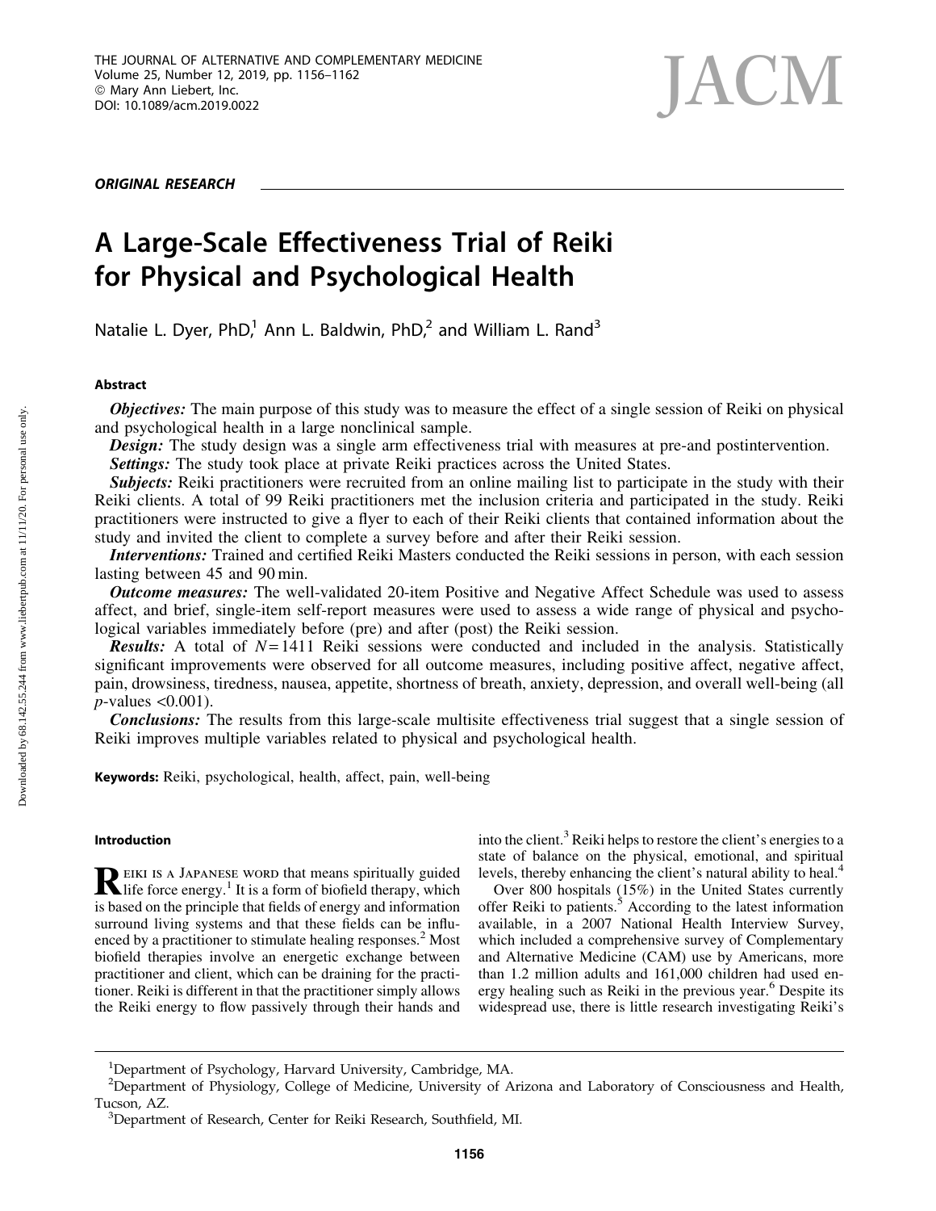ORIGINAL RESEARCH

# A Large-Scale Effectiveness Trial of Reiki for Physical and Psychological Health

Natalie L. Dyer, PhD,[1] Ann L. Baldwin, PhD,[2] and William L. Rand[3]

## Abstract

***Objectives:*** The main purpose of this study was to measure the effect of a single session of Reiki on physical and psychological health in a large nonclinical sample.

***Design:*** The study design was a single arm effectiveness trial with measures at pre-and postintervention.

***Settings:*** The study took place at private Reiki practices across the United States.

***Subjects:*** Reiki practitioners were recruited from an online mailing list to participate in the study with their Reiki clients. A total of 99 Reiki practitioners met the inclusion criteria and participated in the study. Reiki practitioners were instructed to give a flyer to each of their Reiki clients that contained information about the study and invited the client to complete a survey before and after their Reiki session.

***Interventions:*** Trained and certified Reiki Masters conducted the Reiki sessions in person, with each session lasting between 45 and 90 min.

***Outcome measures:*** The well-validated 20-item Positive and Negative Affect Schedule was used to assess affect, and brief, single-item self-report measures were used to assess a wide range of physical and psychological variables immediately before (pre) and after (post) the Reiki session.

***Results:*** A total of $N = 1411$ Reiki sessions were conducted and included in the analysis. Statistically significant improvements were observed for all outcome measures, including positive affect, negative affect, pain, drowsiness, tiredness, nausea, appetite, shortness of breath, anxiety, depression, and overall well-being (all $p$-values $<0.001$).

***Conclusions:*** The results from this large-scale multisite effectiveness trial suggest that a single session of Reiki improves multiple variables related to physical and psychological health.

**Keywords:** Reiki, psychological, health, affect, pain, well-being

## Introduction

Reiki is a Japanese word that means spiritually guided life force energy.[1] It is a form of biofield therapy, which is based on the principle that fields of energy and information surround living systems and that these fields can be influenced by a practitioner to stimulate healing responses.[2] Most biofield therapies involve an energetic exchange between practitioner and client, which can be draining for the practitioner. Reiki is different in that the practitioner simply allows the Reiki energy to flow passively through their hands and into the client.[3] Reiki helps to restore the client's energies to a state of balance on the physical, emotional, and spiritual levels, thereby enhancing the client's natural ability to heal.[4]

Over 800 hospitals (15%) in the United States currently offer Reiki to patients.[5] According to the latest information available, in a 2007 National Health Interview Survey, which included a comprehensive survey of Complementary and Alternative Medicine (CAM) use by Americans, more than 1.2 million adults and 161,000 children had used energy healing such as Reiki in the previous year.[6] Despite its widespread use, there is little research investigating Reiki's

---

[1]Department of Psychology, Harvard University, Cambridge, MA.

[2]Department of Physiology, College of Medicine, University of Arizona and Laboratory of Consciousness and Health, Tucson, AZ.

[3]Department of Research, Center for Reiki Research, Southfield, MI.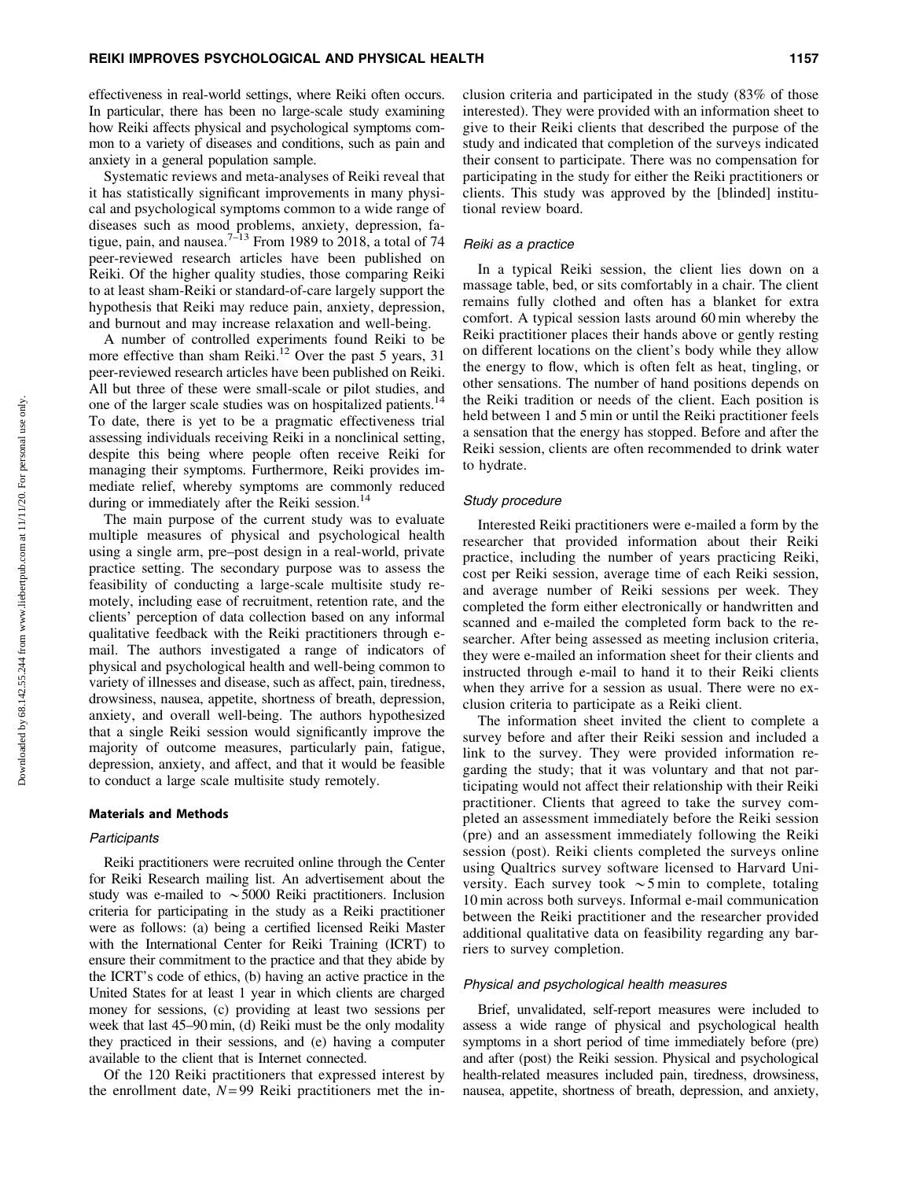effectiveness in real-world settings, where Reiki often occurs. In particular, there has been no large-scale study examining how Reiki affects physical and psychological symptoms common to a variety of diseases and conditions, such as pain and anxiety in a general population sample.

Systematic reviews and meta-analyses of Reiki reveal that it has statistically significant improvements in many physical and psychological symptoms common to a wide range of diseases such as mood problems, anxiety, depression, fatigue, pain, and nausea.[7–13] From 1989 to 2018, a total of 74 peer-reviewed research articles have been published on Reiki. Of the higher quality studies, those comparing Reiki to at least sham-Reiki or standard-of-care largely support the hypothesis that Reiki may reduce pain, anxiety, depression, and burnout and may increase relaxation and well-being.

A number of controlled experiments found Reiki to be more effective than sham Reiki.[12] Over the past 5 years, 31 peer-reviewed research articles have been published on Reiki. All but three of these were small-scale or pilot studies, and one of the larger scale studies was on hospitalized patients.[14] To date, there is yet to be a pragmatic effectiveness trial assessing individuals receiving Reiki in a nonclinical setting, despite this being where people often receive Reiki for managing their symptoms. Furthermore, Reiki provides immediate relief, whereby symptoms are commonly reduced during or immediately after the Reiki session.[14]

The main purpose of the current study was to evaluate multiple measures of physical and psychological health using a single arm, pre–post design in a real-world, private practice setting. The secondary purpose was to assess the feasibility of conducting a large-scale multisite study remotely, including ease of recruitment, retention rate, and the clients' perception of data collection based on any informal qualitative feedback with the Reiki practitioners through e-mail. The authors investigated a range of indicators of physical and psychological health and well-being common to variety of illnesses and disease, such as affect, pain, tiredness, drowsiness, nausea, appetite, shortness of breath, depression, anxiety, and overall well-being. The authors hypothesized that a single Reiki session would significantly improve the majority of outcome measures, particularly pain, fatigue, depression, anxiety, and affect, and that it would be feasible to conduct a large scale multisite study remotely.

## Materials and Methods

### *Participants*

Reiki practitioners were recruited online through the Center for Reiki Research mailing list. An advertisement about the study was e-mailed to $\sim$5000 Reiki practitioners. Inclusion criteria for participating in the study as a Reiki practitioner were as follows: (a) being a certified licensed Reiki Master with the International Center for Reiki Training (ICRT) to ensure their commitment to the practice and that they abide by the ICRT's code of ethics, (b) having an active practice in the United States for at least 1 year in which clients are charged money for sessions, (c) providing at least two sessions per week that last 45–90 min, (d) Reiki must be the only modality they practiced in their sessions, and (e) having a computer available to the client that is Internet connected.

Of the 120 Reiki practitioners that expressed interest by the enrollment date, $N = 99$ Reiki practitioners met the inclusion criteria and participated in the study (83% of those interested). They were provided with an information sheet to give to their Reiki clients that described the purpose of the study and indicated that completion of the surveys indicated their consent to participate. There was no compensation for participating in the study for either the Reiki practitioners or clients. This study was approved by the [blinded] institutional review board.

### *Reiki as a practice*

In a typical Reiki session, the client lies down on a massage table, bed, or sits comfortably in a chair. The client remains fully clothed and often has a blanket for extra comfort. A typical session lasts around 60 min whereby the Reiki practitioner places their hands above or gently resting on different locations on the client's body while they allow the energy to flow, which is often felt as heat, tingling, or other sensations. The number of hand positions depends on the Reiki tradition or needs of the client. Each position is held between 1 and 5 min or until the Reiki practitioner feels a sensation that the energy has stopped. Before and after the Reiki session, clients are often recommended to drink water to hydrate.

### *Study procedure*

Interested Reiki practitioners were e-mailed a form by the researcher that provided information about their Reiki practice, including the number of years practicing Reiki, cost per Reiki session, average time of each Reiki session, and average number of Reiki sessions per week. They completed the form either electronically or handwritten and scanned and e-mailed the completed form back to the researcher. After being assessed as meeting inclusion criteria, they were e-mailed an information sheet for their clients and instructed through e-mail to hand it to their Reiki clients when they arrive for a session as usual. There were no exclusion criteria to participate as a Reiki client.

The information sheet invited the client to complete a survey before and after their Reiki session and included a link to the survey. They were provided information regarding the study; that it was voluntary and that not participating would not affect their relationship with their Reiki practitioner. Clients that agreed to take the survey completed an assessment immediately before the Reiki session (pre) and an assessment immediately following the Reiki session (post). Reiki clients completed the surveys online using Qualtrics survey software licensed to Harvard University. Each survey took $\sim$5 min to complete, totaling 10 min across both surveys. Informal e-mail communication between the Reiki practitioner and the researcher provided additional qualitative data on feasibility regarding any barriers to survey completion.

### *Physical and psychological health measures*

Brief, unvalidated, self-report measures were included to assess a wide range of physical and psychological health symptoms in a short period of time immediately before (pre) and after (post) the Reiki session. Physical and psychological health-related measures included pain, tiredness, drowsiness, nausea, appetite, shortness of breath, depression, and anxiety,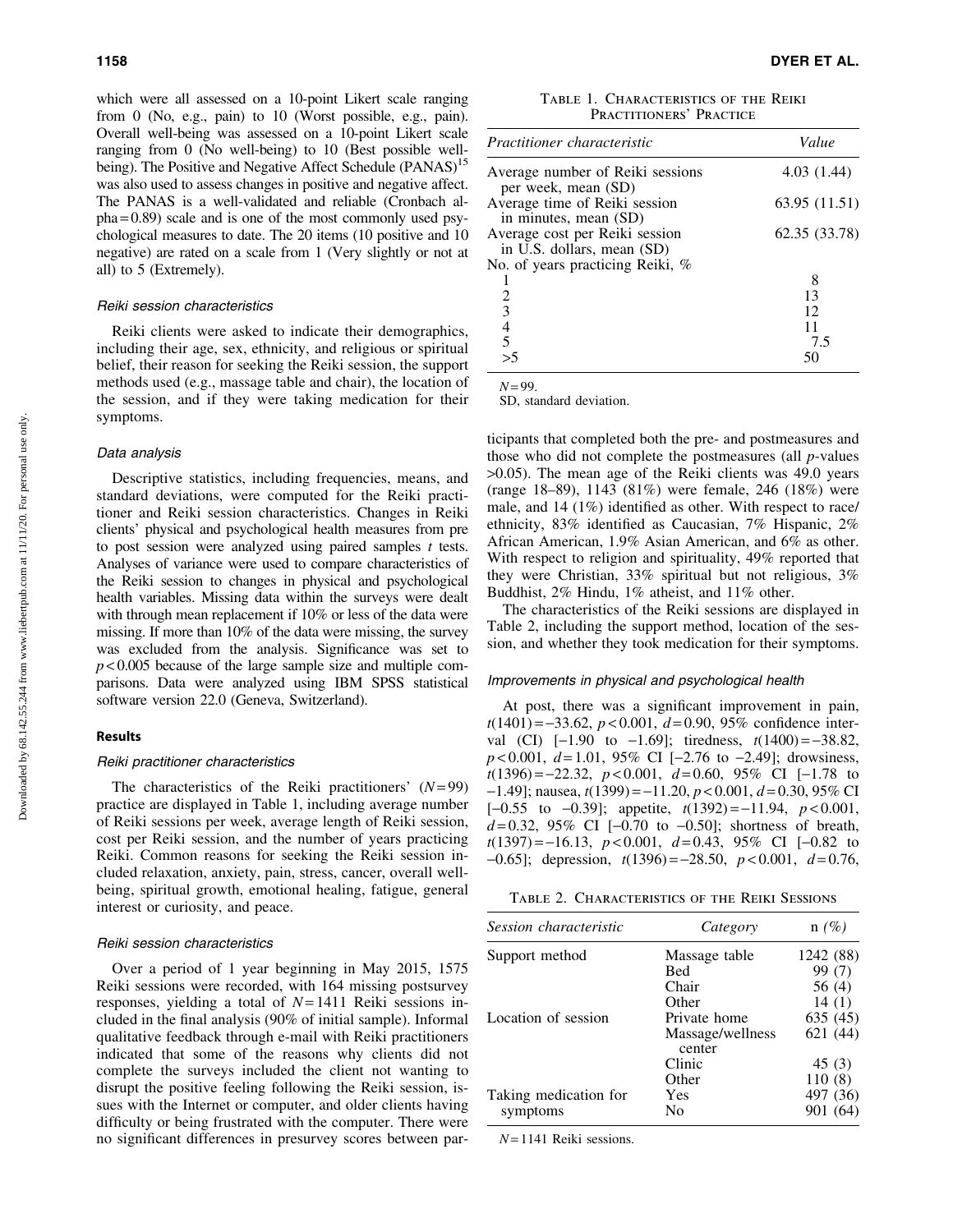which were all assessed on a 10-point Likert scale ranging from 0 (No, e.g., pain) to 10 (Worst possible, e.g., pain). Overall well-being was assessed on a 10-point Likert scale ranging from 0 (No well-being) to 10 (Best possible well-being). The Positive and Negative Affect Schedule (PANAS)[15] was also used to assess changes in positive and negative affect. The PANAS is a well-validated and reliable (Cronbach alpha = 0.89) scale and is one of the most commonly used psychological measures to date. The 20 items (10 positive and 10 negative) are rated on a scale from 1 (Very slightly or not at all) to 5 (Extremely).

#### *Reiki session characteristics*

Reiki clients were asked to indicate their demographics, including their age, sex, ethnicity, and religious or spiritual belief, their reason for seeking the Reiki session, the support methods used (e.g., massage table and chair), the location of the session, and if they were taking medication for their symptoms.

#### *Data analysis*

Descriptive statistics, including frequencies, means, and standard deviations, were computed for the Reiki practitioner and Reiki session characteristics. Changes in Reiki clients' physical and psychological health measures from pre to post session were analyzed using paired samples *t* tests. Analyses of variance were used to compare characteristics of the Reiki session to changes in physical and psychological health variables. Missing data within the surveys were dealt with through mean replacement if 10% or less of the data were missing. If more than 10% of the data were missing, the survey was excluded from the analysis. Significance was set to $p < 0.005$ because of the large sample size and multiple comparisons. Data were analyzed using IBM SPSS statistical software version 22.0 (Geneva, Switzerland).

## Results

#### *Reiki practitioner characteristics*

The characteristics of the Reiki practitioners' ($N = 99$) practice are displayed in Table 1, including average number of Reiki sessions per week, average length of Reiki session, cost per Reiki session, and the number of years practicing Reiki. Common reasons for seeking the Reiki session included relaxation, anxiety, pain, stress, cancer, overall well-being, spiritual growth, emotional healing, fatigue, general interest or curiosity, and peace.

#### *Reiki session characteristics*

Over a period of 1 year beginning in May 2015, 1575 Reiki sessions were recorded, with 164 missing postsurvey responses, yielding a total of $N = 1411$ Reiki sessions included in the final analysis (90% of initial sample). Informal qualitative feedback through e-mail with Reiki practitioners indicated that some of the reasons why clients did not complete the surveys included the client not wanting to disrupt the positive feeling following the Reiki session, issues with the Internet or computer, and older clients having difficulty or being frustrated with the computer. There were no significant differences in presurvey scores between participants that completed both the pre- and postmeasures and those who did not complete the postmeasures (all *p*-values >0.05). The mean age of the Reiki clients was 49.0 years (range 18–89), 1143 (81%) were female, 246 (18%) were male, and 14 (1%) identified as other. With respect to race/ethnicity, 83% identified as Caucasian, 7% Hispanic, 2% African American, 1.9% Asian American, and 6% as other. With respect to religion and spirituality, 49% reported that they were Christian, 33% spiritual but not religious, 3% Buddhist, 2% Hindu, 1% atheist, and 11% other.

The characteristics of the Reiki sessions are displayed in Table 2, including the support method, location of the session, and whether they took medication for their symptoms.

Table 1. Characteristics of the Reiki Practitioners' Practice

| *Practitioner characteristic* | *Value* |
|---|---|
| Average number of Reiki sessions per week, mean (SD) | 4.03 (1.44) |
| Average time of Reiki session in minutes, mean (SD) | 63.95 (11.51) |
| Average cost per Reiki session in U.S. dollars, mean (SD) | 62.35 (33.78) |
| No. of years practicing Reiki, % | |
| 1 | 8 |
| 2 | 13 |
| 3 | 12 |
| 4 | 11 |
| 5 | 7.5 |
| >5 | 50 |

$N = 99$.
SD, standard deviation.

#### *Improvements in physical and psychological health*

At post, there was a significant improvement in pain, $t(1401) = -33.62$, $p < 0.001$, $d = 0.90$, 95% confidence interval (CI) [−1.90 to −1.69]; tiredness, $t(1400) = -38.82$, $p < 0.001$, $d = 1.01$, 95% CI [−2.76 to −2.49]; drowsiness, $t(1396) = -22.32$, $p < 0.001$, $d = 0.60$, 95% CI [−1.78 to −1.49]; nausea, $t(1399) = -11.20$, $p < 0.001$, $d = 0.30$, 95% CI [−0.55 to −0.39]; appetite, $t(1392) = -11.94$, $p < 0.001$, $d = 0.32$, 95% CI [−0.70 to −0.50]; shortness of breath, $t(1397) = -16.13$, $p < 0.001$, $d = 0.43$, 95% CI [−0.82 to −0.65]; depression, $t(1396) = -28.50$, $p < 0.001$, $d = 0.76$,

Table 2. Characteristics of the Reiki Sessions

| *Session characteristic* | *Category* | n *(%)* |
|---|---|---|
| Support method | Massage table | 1242 (88) |
| | Bed | 99 (7) |
| | Chair | 56 (4) |
| | Other | 14 (1) |
| Location of session | Private home | 635 (45) |
| | Massage/wellness center | 621 (44) |
| | Clinic | 45 (3) |
| | Other | 110 (8) |
| Taking medication for symptoms | Yes | 497 (36) |
| | No | 901 (64) |

$N = 1141$ Reiki sessions.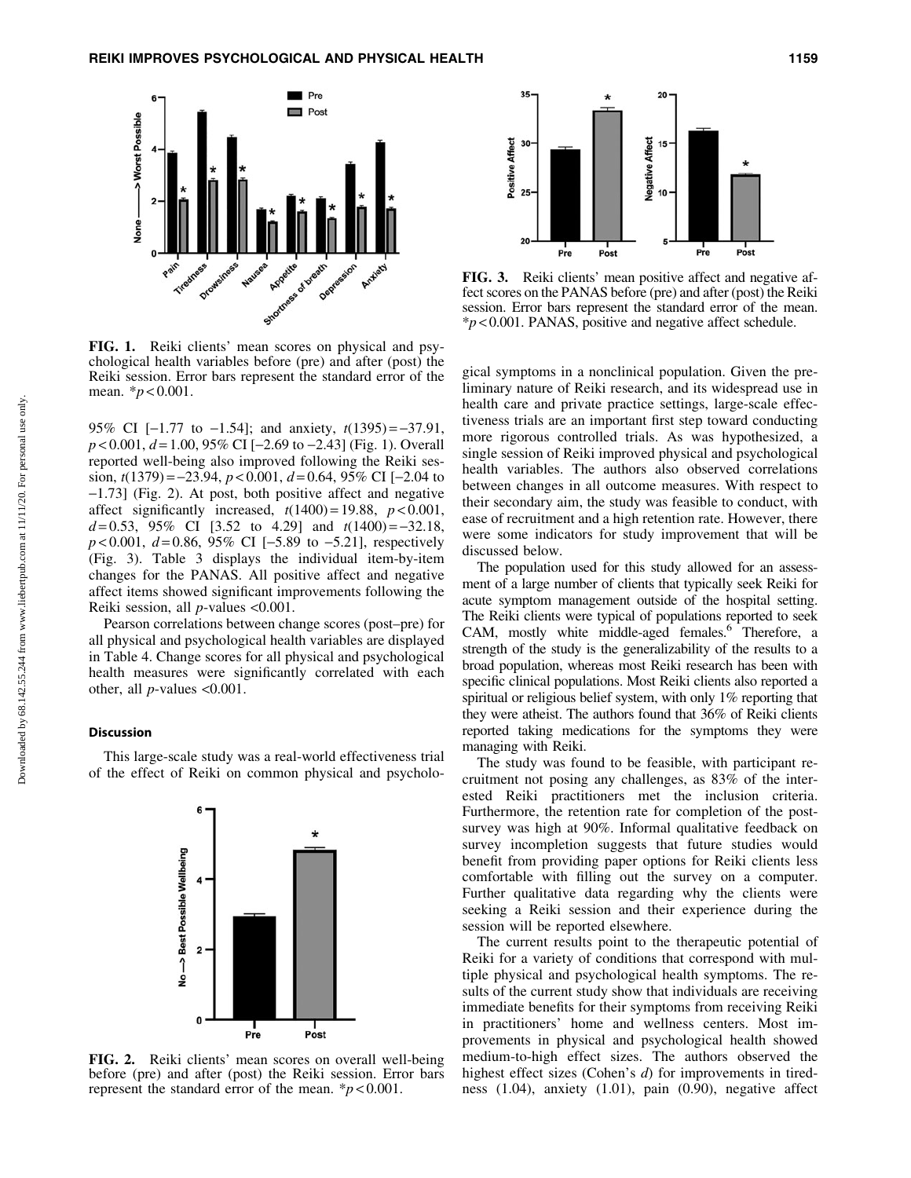FIG. 1. Reiki clients' mean scores on physical and psychological health variables before (pre) and after (post) the Reiki session. Error bars represent the standard error of the mean. $*p < 0.001$.

95% CI [−1.77 to −1.54]; and anxiety, $t(1395) = -37.91$, $p < 0.001$, $d = 1.00$, 95% CI [−2.69 to −2.43] (Fig. 1). Overall reported well-being also improved following the Reiki session, $t(1379) = -23.94$, $p < 0.001$, $d = 0.64$, 95% CI [−2.04 to −1.73] (Fig. 2). At post, both positive affect and negative affect significantly increased, $t(1400) = 19.88$, $p < 0.001$, $d = 0.53$, 95% CI [3.52 to 4.29] and $t(1400) = -32.18$, $p < 0.001$, $d = 0.86$, 95% CI [−5.89 to −5.21], respectively (Fig. 3). Table 3 displays the individual item-by-item changes for the PANAS. All positive affect and negative affect items showed significant improvements following the Reiki session, all $p$-values <0.001.

Pearson correlations between change scores (post–pre) for all physical and psychological health variables are displayed in Table 4. Change scores for all physical and psychological health measures were significantly correlated with each other, all $p$-values <0.001.

### Discussion

This large-scale study was a real-world effectiveness trial of the effect of Reiki on common physical and psychological symptoms in a nonclinical population. Given the preliminary nature of Reiki research, and its widespread use in health care and private practice settings, large-scale effectiveness trials are an important first step toward conducting more rigorous controlled trials. As was hypothesized, a single session of Reiki improved physical and psychological health variables. The authors also observed correlations between changes in all outcome measures. With respect to their secondary aim, the study was feasible to conduct, with ease of recruitment and a high retention rate. However, there were some indicators for study improvement that will be discussed below.

The population used for this study allowed for an assessment of a large number of clients that typically seek Reiki for acute symptom management outside of the hospital setting. The Reiki clients were typical of populations reported to seek CAM, mostly white middle-aged females.[6] Therefore, a strength of the study is the generalizability of the results to a broad population, whereas most Reiki research has been with specific clinical populations. Most Reiki clients also reported a spiritual or religious belief system, with only 1% reporting that they were atheist. The authors found that 36% of Reiki clients reported taking medications for the symptoms they were managing with Reiki.

The study was found to be feasible, with participant recruitment not posing any challenges, as 83% of the interested Reiki practitioners met the inclusion criteria. Furthermore, the retention rate for completion of the post-survey was high at 90%. Informal qualitative feedback on survey incompletion suggests that future studies would benefit from providing paper options for Reiki clients less comfortable with filling out the survey on a computer. Further qualitative data regarding why the clients were seeking a Reiki session and their experience during the session will be reported elsewhere.

The current results point to the therapeutic potential of Reiki for a variety of conditions that correspond with multiple physical and psychological health symptoms. The results of the current study show that individuals are receiving immediate benefits for their symptoms from receiving Reiki in practitioners' home and wellness centers. Most improvements in physical and psychological health showed medium-to-high effect sizes. The authors observed the highest effect sizes (Cohen's $d$) for improvements in tiredness (1.04), anxiety (1.01), pain (0.90), negative affect

FIG. 2. Reiki clients' mean scores on overall well-being before (pre) and after (post) the Reiki session. Error bars represent the standard error of the mean. $*p < 0.001$.

FIG. 3. Reiki clients' mean positive affect and negative affect scores on the PANAS before (pre) and after (post) the Reiki session. Error bars represent the standard error of the mean. $*p < 0.001$. PANAS, positive and negative affect schedule.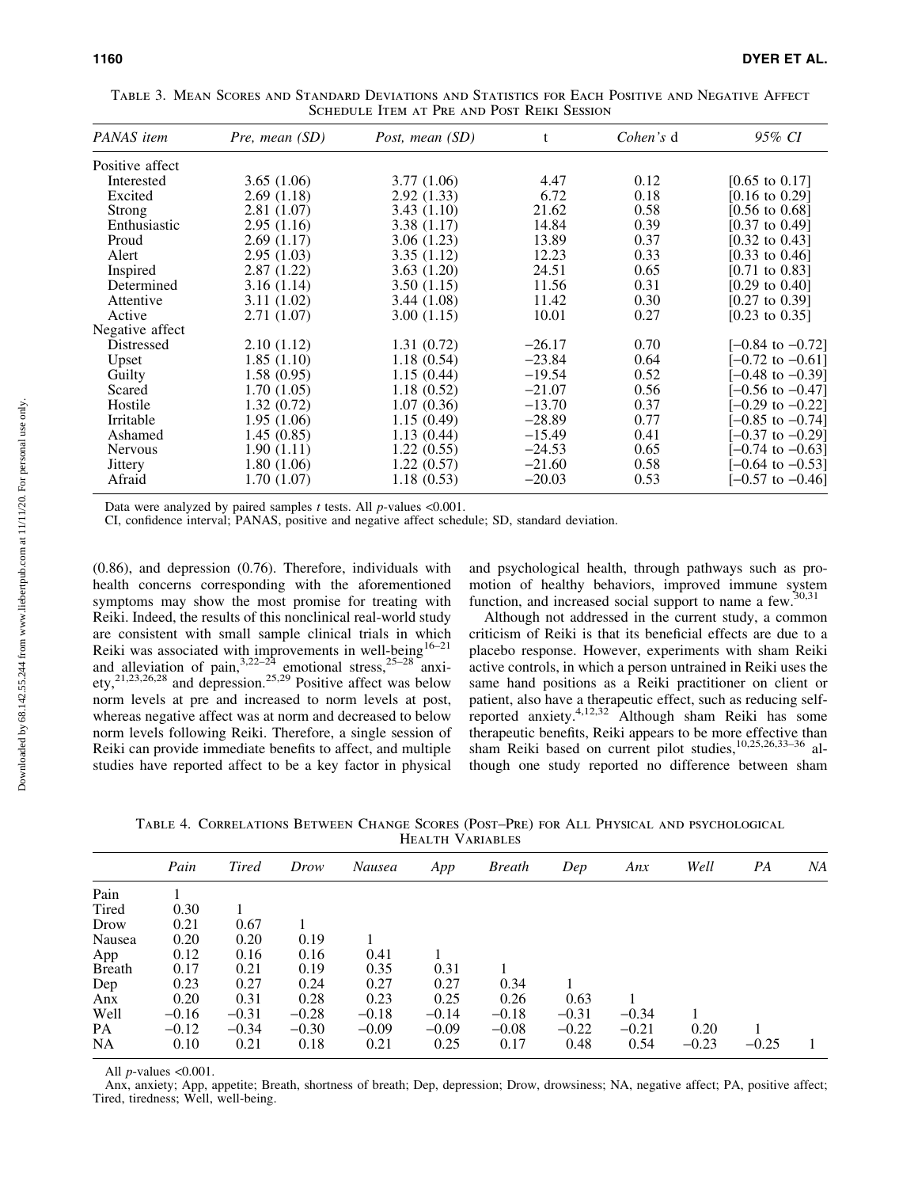Table 3. Mean Scores and Standard Deviations and Statistics for Each Positive and Negative Affect Schedule Item at Pre and Post Reiki Session

| PANAS item | Pre, mean (SD) | Post, mean (SD) | t | Cohen's d | 95% CI |
|---|---|---|---|---|---|
| Positive affect | | | | | |
| Interested | 3.65 (1.06) | 3.77 (1.06) | 4.47 | 0.12 | [0.65 to 0.17] |
| Excited | 2.69 (1.18) | 2.92 (1.33) | 6.72 | 0.18 | [0.16 to 0.29] |
| Strong | 2.81 (1.07) | 3.43 (1.10) | 21.62 | 0.58 | [0.56 to 0.68] |
| Enthusiastic | 2.95 (1.16) | 3.38 (1.17) | 14.84 | 0.39 | [0.37 to 0.49] |
| Proud | 2.69 (1.17) | 3.06 (1.23) | 13.89 | 0.37 | [0.32 to 0.43] |
| Alert | 2.95 (1.03) | 3.35 (1.12) | 12.23 | 0.33 | [0.33 to 0.46] |
| Inspired | 2.87 (1.22) | 3.63 (1.20) | 24.51 | 0.65 | [0.71 to 0.83] |
| Determined | 3.16 (1.14) | 3.50 (1.15) | 11.56 | 0.31 | [0.29 to 0.40] |
| Attentive | 3.11 (1.02) | 3.44 (1.08) | 11.42 | 0.30 | [0.27 to 0.39] |
| Active | 2.71 (1.07) | 3.00 (1.15) | 10.01 | 0.27 | [0.23 to 0.35] |
| Negative affect | | | | | |
| Distressed | 2.10 (1.12) | 1.31 (0.72) | −26.17 | 0.70 | [−0.84 to −0.72] |
| Upset | 1.85 (1.10) | 1.18 (0.54) | −23.84 | 0.64 | [−0.72 to −0.61] |
| Guilty | 1.58 (0.95) | 1.15 (0.44) | −19.54 | 0.52 | [−0.48 to −0.39] |
| Scared | 1.70 (1.05) | 1.18 (0.52) | −21.07 | 0.56 | [−0.56 to −0.47] |
| Hostile | 1.32 (0.72) | 1.07 (0.36) | −13.70 | 0.37 | [−0.29 to −0.22] |
| Irritable | 1.95 (1.06) | 1.15 (0.49) | −28.89 | 0.77 | [−0.85 to −0.74] |
| Ashamed | 1.45 (0.85) | 1.13 (0.44) | −15.49 | 0.41 | [−0.37 to −0.29] |
| Nervous | 1.90 (1.11) | 1.22 (0.55) | −24.53 | 0.65 | [−0.74 to −0.63] |
| Jittery | 1.80 (1.06) | 1.22 (0.57) | −21.60 | 0.58 | [−0.64 to −0.53] |
| Afraid | 1.70 (1.07) | 1.18 (0.53) | −20.03 | 0.53 | [−0.57 to −0.46] |

Data were analyzed by paired samples *t* tests. All *p*-values <0.001.

CI, confidence interval; PANAS, positive and negative affect schedule; SD, standard deviation.

(0.86), and depression (0.76). Therefore, individuals with health concerns corresponding with the aforementioned symptoms may show the most promise for treating with Reiki. Indeed, the results of this nonclinical real-world study are consistent with small sample clinical trials in which Reiki was associated with improvements in well-being[16–21] and alleviation of pain,[3,22–24] emotional stress,[25–28] anxiety,[21,23,26,28] and depression.[25,29] Positive affect was below norm levels at pre and increased to norm levels at post, whereas negative affect was at norm and decreased to below norm levels following Reiki. Therefore, a single session of Reiki can provide immediate benefits to affect, and multiple studies have reported affect to be a key factor in physical and psychological health, through pathways such as promotion of healthy behaviors, improved immune system function, and increased social support to name a few.[30,31]

Although not addressed in the current study, a common criticism of Reiki is that its beneficial effects are due to a placebo response. However, experiments with sham Reiki active controls, in which a person untrained in Reiki uses the same hand positions as a Reiki practitioner on client or patient, also have a therapeutic effect, such as reducing self-reported anxiety.[4,12,32] Although sham Reiki has some therapeutic benefits, Reiki appears to be more effective than sham Reiki based on current pilot studies,[10,25,26,33–36] although one study reported no difference between sham

Table 4. Correlations Between Change Scores (Post–Pre) for All Physical and psychological Health Variables

| | Pain | Tired | Drow | Nausea | App | Breath | Dep | Anx | Well | PA | NA |
|---|---|---|---|---|---|---|---|---|---|---|---|
| Pain | 1 | | | | | | | | | | |
| Tired | 0.30 | 1 | | | | | | | | | |
| Drow | 0.21 | 0.67 | 1 | | | | | | | | |
| Nausea | 0.20 | 0.20 | 0.19 | 1 | | | | | | | |
| App | 0.12 | 0.16 | 0.16 | 0.41 | 1 | | | | | | |
| Breath | 0.17 | 0.21 | 0.19 | 0.35 | 0.31 | 1 | | | | | |
| Dep | 0.23 | 0.27 | 0.24 | 0.27 | 0.27 | 0.34 | 1 | | | | |
| Anx | 0.20 | 0.31 | 0.28 | 0.23 | 0.25 | 0.26 | 0.63 | 1 | | | |
| Well | −0.16 | −0.31 | −0.28 | −0.18 | −0.14 | −0.18 | −0.31 | −0.34 | 1 | | |
| PA | −0.12 | −0.34 | −0.30 | −0.09 | −0.09 | −0.08 | −0.22 | −0.21 | 0.20 | 1 | |
| NA | 0.10 | 0.21 | 0.18 | 0.21 | 0.25 | 0.17 | 0.48 | 0.54 | −0.23 | −0.25 | 1 |

All *p*-values <0.001.

Anx, anxiety; App, appetite; Breath, shortness of breath; Dep, depression; Drow, drowsiness; NA, negative affect; PA, positive affect; Tired, tiredness; Well, well-being.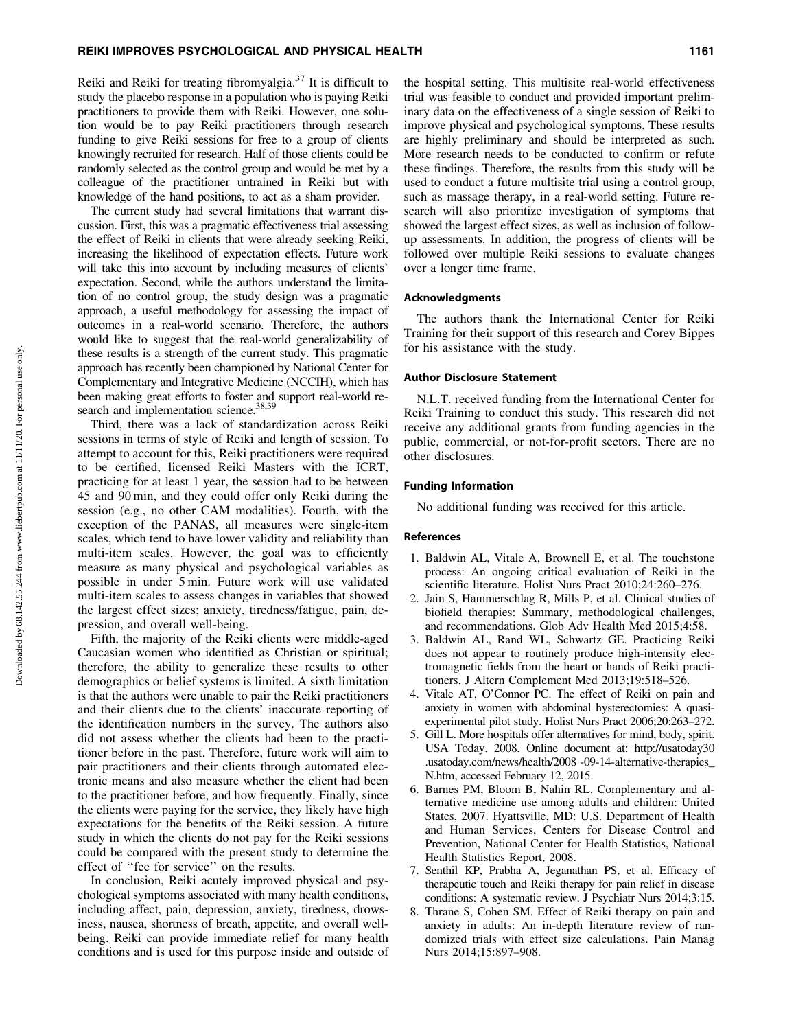Reiki and Reiki for treating fibromyalgia.[37] It is difficult to study the placebo response in a population who is paying Reiki practitioners to provide them with Reiki. However, one solution would be to pay Reiki practitioners through research funding to give Reiki sessions for free to a group of clients knowingly recruited for research. Half of those clients could be randomly selected as the control group and would be met by a colleague of the practitioner untrained in Reiki but with knowledge of the hand positions, to act as a sham provider.

The current study had several limitations that warrant discussion. First, this was a pragmatic effectiveness trial assessing the effect of Reiki in clients that were already seeking Reiki, increasing the likelihood of expectation effects. Future work will take this into account by including measures of clients' expectation. Second, while the authors understand the limitation of no control group, the study design was a pragmatic approach, a useful methodology for assessing the impact of outcomes in a real-world scenario. Therefore, the authors would like to suggest that the real-world generalizability of these results is a strength of the current study. This pragmatic approach has recently been championed by National Center for Complementary and Integrative Medicine (NCCIH), which has been making great efforts to foster and support real-world research and implementation science.[38,39]

Third, there was a lack of standardization across Reiki sessions in terms of style of Reiki and length of session. To attempt to account for this, Reiki practitioners were required to be certified, licensed Reiki Masters with the ICRT, practicing for at least 1 year, the session had to be between 45 and 90 min, and they could offer only Reiki during the session (e.g., no other CAM modalities). Fourth, with the exception of the PANAS, all measures were single-item scales, which tend to have lower validity and reliability than multi-item scales. However, the goal was to efficiently measure as many physical and psychological variables as possible in under 5 min. Future work will use validated multi-item scales to assess changes in variables that showed the largest effect sizes; anxiety, tiredness/fatigue, pain, depression, and overall well-being.

Fifth, the majority of the Reiki clients were middle-aged Caucasian women who identified as Christian or spiritual; therefore, the ability to generalize these results to other demographics or belief systems is limited. A sixth limitation is that the authors were unable to pair the Reiki practitioners and their clients due to the clients' inaccurate reporting of the identification numbers in the survey. The authors also did not assess whether the clients had been to the practitioner before in the past. Therefore, future work will aim to pair practitioners and their clients through automated electronic means and also measure whether the client had been to the practitioner before, and how frequently. Finally, since the clients were paying for the service, they likely have high expectations for the benefits of the Reiki session. A future study in which the clients do not pay for the Reiki sessions could be compared with the present study to determine the effect of ''fee for service'' on the results.

In conclusion, Reiki acutely improved physical and psychological symptoms associated with many health conditions, including affect, pain, depression, anxiety, tiredness, drowsiness, nausea, shortness of breath, appetite, and overall well-being. Reiki can provide immediate relief for many health conditions and is used for this purpose inside and outside of the hospital setting. This multisite real-world effectiveness trial was feasible to conduct and provided important preliminary data on the effectiveness of a single session of Reiki to improve physical and psychological symptoms. These results are highly preliminary and should be interpreted as such. More research needs to be conducted to confirm or refute these findings. Therefore, the results from this study will be used to conduct a future multisite trial using a control group, such as massage therapy, in a real-world setting. Future research will also prioritize investigation of symptoms that showed the largest effect sizes, as well as inclusion of follow-up assessments. In addition, the progress of clients will be followed over multiple Reiki sessions to evaluate changes over a longer time frame.

## Acknowledgments

The authors thank the International Center for Reiki Training for their support of this research and Corey Bippes for his assistance with the study.

## Author Disclosure Statement

N.L.T. received funding from the International Center for Reiki Training to conduct this study. This research did not receive any additional grants from funding agencies in the public, commercial, or not-for-profit sectors. There are no other disclosures.

## Funding Information

No additional funding was received for this article.

## References

1. Baldwin AL, Vitale A, Brownell E, et al. The touchstone process: An ongoing critical evaluation of Reiki in the scientific literature. Holist Nurs Pract 2010;24:260–276.
2. Jain S, Hammerschlag R, Mills P, et al. Clinical studies of biofield therapies: Summary, methodological challenges, and recommendations. Glob Adv Health Med 2015;4:58.
3. Baldwin AL, Rand WL, Schwartz GE. Practicing Reiki does not appear to routinely produce high-intensity electromagnetic fields from the heart or hands of Reiki practitioners. J Altern Complement Med 2013;19:518–526.
4. Vitale AT, O'Connor PC. The effect of Reiki on pain and anxiety in women with abdominal hysterectomies: A quasi-experimental pilot study. Holist Nurs Pract 2006;20:263–272.
5. Gill L. More hospitals offer alternatives for mind, body, spirit. USA Today. 2008. Online document at: http://usatoday30.usatoday.com/news/health/2008-09-14-alternative-therapies_N.htm, accessed February 12, 2015.
6. Barnes PM, Bloom B, Nahin RL. Complementary and alternative medicine use among adults and children: United States, 2007. Hyattsville, MD: U.S. Department of Health and Human Services, Centers for Disease Control and Prevention, National Center for Health Statistics, National Health Statistics Report, 2008.
7. Senthil KP, Prabha A, Jeganathan PS, et al. Efficacy of therapeutic touch and Reiki therapy for pain relief in disease conditions: A systematic review. J Psychiatr Nurs 2014;3:15.
8. Thrane S, Cohen SM. Effect of Reiki therapy on pain and anxiety in adults: An in-depth literature review of randomized trials with effect size calculations. Pain Manag Nurs 2014;15:897–908.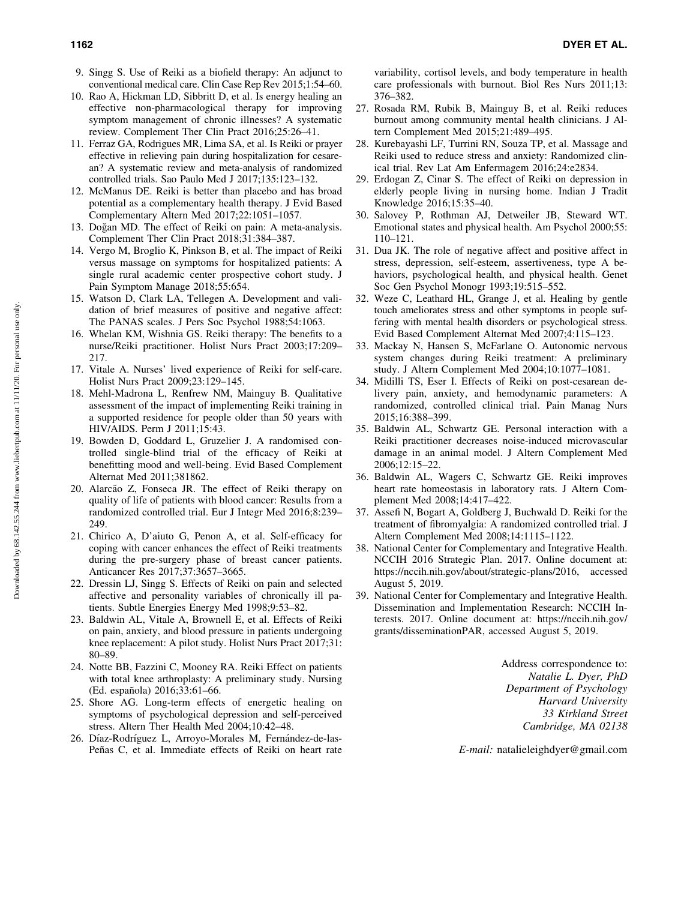9. Singg S. Use of Reiki as a biofield therapy: An adjunct to conventional medical care. Clin Case Rep Rev 2015;1:54–60.
10. Rao A, Hickman LD, Sibbritt D, et al. Is energy healing an effective non-pharmacological therapy for improving symptom management of chronic illnesses? A systematic review. Complement Ther Clin Pract 2016;25:26–41.
11. Ferraz GA, Rodrigues MR, Lima SA, et al. Is Reiki or prayer effective in relieving pain during hospitalization for cesarean? A systematic review and meta-analysis of randomized controlled trials. Sao Paulo Med J 2017;135:123–132.
12. McManus DE. Reiki is better than placebo and has broad potential as a complementary health therapy. J Evid Based Complementary Altern Med 2017;22:1051–1057.
13. Doğan MD. The effect of Reiki on pain: A meta-analysis. Complement Ther Clin Pract 2018;31:384–387.
14. Vergo M, Broglio K, Pinkson B, et al. The impact of Reiki versus massage on symptoms for hospitalized patients: A single rural academic center prospective cohort study. J Pain Symptom Manage 2018;55:654.
15. Watson D, Clark LA, Tellegen A. Development and validation of brief measures of positive and negative affect: The PANAS scales. J Pers Soc Psychol 1988;54:1063.
16. Whelan KM, Wishnia GS. Reiki therapy: The benefits to a nurse/Reiki practitioner. Holist Nurs Pract 2003;17:209–217.
17. Vitale A. Nurses' lived experience of Reiki for self-care. Holist Nurs Pract 2009;23:129–145.
18. Mehl-Madrona L, Renfrew NM, Mainguy B. Qualitative assessment of the impact of implementing Reiki training in a supported residence for people older than 50 years with HIV/AIDS. Perm J 2011;15:43.
19. Bowden D, Goddard L, Gruzelier J. A randomised controlled single-blind trial of the efficacy of Reiki at benefitting mood and well-being. Evid Based Complement Alternat Med 2011;381862.
20. Alarcão Z, Fonseca JR. The effect of Reiki therapy on quality of life of patients with blood cancer: Results from a randomized controlled trial. Eur J Integr Med 2016;8:239–249.
21. Chirico A, D'aiuto G, Penon A, et al. Self-efficacy for coping with cancer enhances the effect of Reiki treatments during the pre-surgery phase of breast cancer patients. Anticancer Res 2017;37:3657–3665.
22. Dressin LJ, Singg S. Effects of Reiki on pain and selected affective and personality variables of chronically ill patients. Subtle Energies Energy Med 1998;9:53–82.
23. Baldwin AL, Vitale A, Brownell E, et al. Effects of Reiki on pain, anxiety, and blood pressure in patients undergoing knee replacement: A pilot study. Holist Nurs Pract 2017;31:80–89.
24. Notte BB, Fazzini C, Mooney RA. Reiki Effect on patients with total knee arthroplasty: A preliminary study. Nursing (Ed. española) 2016;33:61–66.
25. Shore AG. Long-term effects of energetic healing on symptoms of psychological depression and self-perceived stress. Altern Ther Health Med 2004;10:42–48.
26. Díaz-Rodríguez L, Arroyo-Morales M, Fernández-de-las-Peñas C, et al. Immediate effects of Reiki on heart rate variability, cortisol levels, and body temperature in health care professionals with burnout. Biol Res Nurs 2011;13:376–382.
27. Rosada RM, Rubik B, Mainguy B, et al. Reiki reduces burnout among community mental health clinicians. J Altern Complement Med 2015;21:489–495.
28. Kurebayashi LF, Turrini RN, Souza TP, et al. Massage and Reiki used to reduce stress and anxiety: Randomized clinical trial. Rev Lat Am Enfermagem 2016;24:e2834.
29. Erdogan Z, Cinar S. The effect of Reiki on depression in elderly people living in nursing home. Indian J Tradit Knowledge 2016;15:35–40.
30. Salovey P, Rothman AJ, Detweiler JB, Steward WT. Emotional states and physical health. Am Psychol 2000;55:110–121.
31. Dua JK. The role of negative affect and positive affect in stress, depression, self-esteem, assertiveness, type A behaviors, psychological health, and physical health. Genet Soc Gen Psychol Monogr 1993;19:515–552.
32. Weze C, Leathard HL, Grange J, et al. Healing by gentle touch ameliorates stress and other symptoms in people suffering with mental health disorders or psychological stress. Evid Based Complement Alternat Med 2007;4:115–123.
33. Mackay N, Hansen S, McFarlane O. Autonomic nervous system changes during Reiki treatment: A preliminary study. J Altern Complement Med 2004;10:1077–1081.
34. Midilli TS, Eser I. Effects of Reiki on post-cesarean delivery pain, anxiety, and hemodynamic parameters: A randomized, controlled clinical trial. Pain Manag Nurs 2015;16:388–399.
35. Baldwin AL, Schwartz GE. Personal interaction with a Reiki practitioner decreases noise-induced microvascular damage in an animal model. J Altern Complement Med 2006;12:15–22.
36. Baldwin AL, Wagers C, Schwartz GE. Reiki improves heart rate homeostasis in laboratory rats. J Altern Complement Med 2008;14:417–422.
37. Assefi N, Bogart A, Goldberg J, Buchwald D. Reiki for the treatment of fibromyalgia: A randomized controlled trial. J Altern Complement Med 2008;14:1115–1122.
38. National Center for Complementary and Integrative Health. NCCIH 2016 Strategic Plan. 2017. Online document at: https://nccih.nih.gov/about/strategic-plans/2016, accessed August 5, 2019.
39. National Center for Complementary and Integrative Health. Dissemination and Implementation Research: NCCIH Interests. 2017. Online document at: https://nccih.nih.gov/grants/disseminationPAR, accessed August 5, 2019.

Address correspondence to:
*Natalie L. Dyer, PhD*
*Department of Psychology*
*Harvard University*
*33 Kirkland Street*
*Cambridge, MA 02138*

*E-mail:* natalieleighdyer@gmail.com